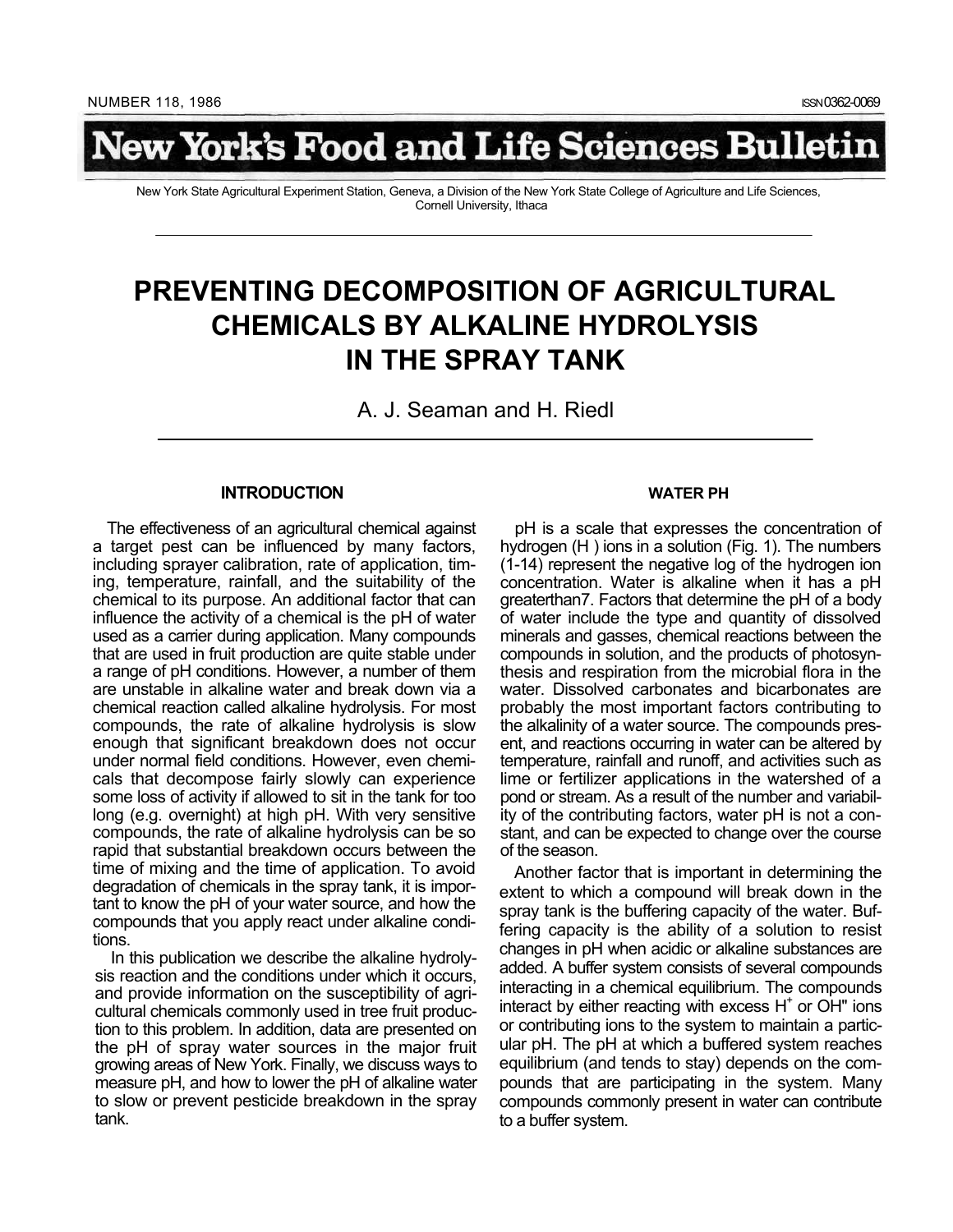NUMBER 118, 1986 ISSN 0362-0069

# New York's Food and Life Sciences Bulletin

New York State Agricultural Experiment Station, Geneva, a Division of the New York State College of Agriculture and Life Sciences, Cornell University, Ithaca

# PREVENTING DECOMPOSITION OF AGRICULTURAL CHEMICALS BY ALKALINE HYDROLYSIS IN THE SPRAY TANK

A. J. Seaman and H. Riedl

## INTRODUCTION

The effectiveness of an agricultural chemical against a target pest can be influenced by many factors, including sprayer calibration, rate of application, timing, temperature, rainfall, and the suitability of the chemical to its purpose. An additional factor that can influence the activity of a chemical is the pH of water used as a carrier during application. Many compounds that are used in fruit production are quite stable under a range of pH conditions. However, a number of them are unstable in alkaline water and break down via a chemical reaction called alkaline hydrolysis. For most compounds, the rate of alkaline hydrolysis is slow enough that significant breakdown does not occur under normal field conditions. However, even chemicals that decompose fairly slowly can experience some loss of activity if allowed to sit in the tank for too long (e.g. overnight) at high pH. With very sensitive compounds, the rate of alkaline hydrolysis can be so rapid that substantial breakdown occurs between the time of mixing and the time of application. To avoid degradation of chemicals in the spray tank, it is important to know the pH of your water source, and how the compounds that you apply react under alkaline conditions.

In this publication we describe the alkaline hydrolysis reaction and the conditions under which it occurs, and provide information on the susceptibility of agricultural chemicals commonly used in tree fruit production to this problem. In addition, data are presented on the pH of spray water sources in the major fruit growing areas of New York. Finally, we discuss ways to measure pH, and how to lower the pH of alkaline water to slow or prevent pesticide breakdown in the spray tank.

## WATER PH

pH is a scale that expresses the concentration of hydrogen (H ) ions in a solution (Fig. 1). The numbers (1-14) represent the negative log of the hydrogen ion concentration. Water is alkaline when it has a pH greaterthan7. Factors that determine the pH of a body of water include the type and quantity of dissolved minerals and gasses, chemical reactions between the compounds in solution, and the products of photosynthesis and respiration from the microbial flora in the water. Dissolved carbonates and bicarbonates are probably the most important factors contributing to the alkalinity of a water source. The compounds present, and reactions occurring in water can be altered by temperature, rainfall and runoff, and activities such as lime or fertilizer applications in the watershed of a pond or stream. As a result of the number and variability of the contributing factors, water pH is not a constant, and can be expected to change over the course of the season.

Another factor that is important in determining the extent to which a compound will break down in the spray tank is the buffering capacity of the water. Buffering capacity is the ability of a solution to resist changes in pH when acidic or alkaline substances are added. A buffer system consists of several compounds interacting in a chemical equilibrium. The compounds interact by either reacting with excess $H^+$ or OH" ions or contributing ions to the system to maintain a particular pH. The pH at which a buffered system reaches equilibrium (and tends to stay) depends on the compounds that are participating in the system. Many compounds commonly present in water can contribute to a buffer system.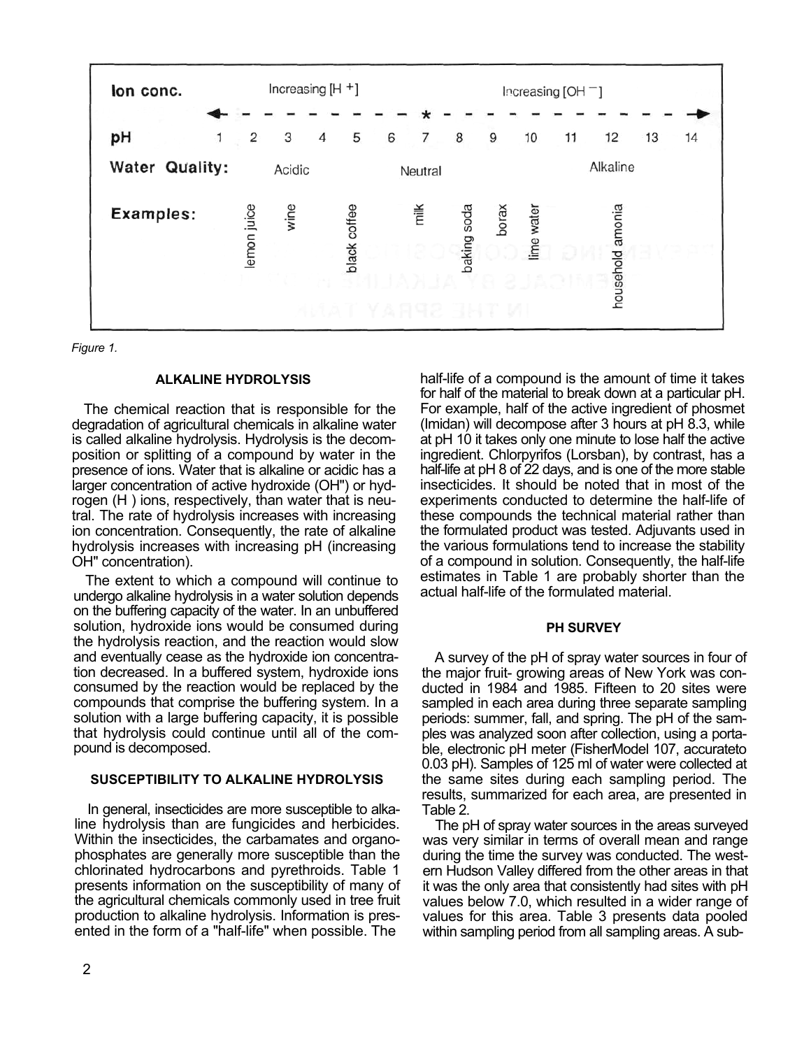| Ion conc. | | Increasing $[H^+]$ | | | | | | | | Increasing $[OH^-]$ | | | | |
|---|---|---|---|---|---|---|---|---|---|---|---|---|---|---|
| **pH** | 1 | 2 | 3 | 4 | 5 | 6 | 7 | 8 | 9 | 10 | 11 | 12 | 13 | 14 |
| **Water Quality:** | | | Acidic | | | | Neutral | | | | | Alkaline | | |
| **Examples:** | | lemon juice | wine | | black coffee | | milk | baking soda | borax | lime water | | household amonia | | |

*Figure 1.*

### ALKALINE HYDROLYSIS

The chemical reaction that is responsible for the degradation of agricultural chemicals in alkaline water is called alkaline hydrolysis. Hydrolysis is the decomposition or splitting of a compound by water in the presence of ions. Water that is alkaline or acidic has a larger concentration of active hydroxide ($OH^-$) or hydrogen ($H^+$) ions, respectively, than water that is neutral. The rate of hydrolysis increases with increasing ion concentration. Consequently, the rate of alkaline hydrolysis increases with increasing pH (increasing $OH^-$ concentration).

The extent to which a compound will continue to undergo alkaline hydrolysis in a water solution depends on the buffering capacity of the water. In an unbuffered solution, hydroxide ions would be consumed during the hydrolysis reaction, and the reaction would slow and eventually cease as the hydroxide ion concentration decreased. In a buffered system, hydroxide ions consumed by the reaction would be replaced by the compounds that comprise the buffering system. In a solution with a large buffering capacity, it is possible that hydrolysis could continue until all of the compound is decomposed.

### SUSCEPTIBILITY TO ALKALINE HYDROLYSIS

In general, insecticides are more susceptible to alkaline hydrolysis than are fungicides and herbicides. Within the insecticides, the carbamates and organophosphates are generally more susceptible than the chlorinated hydrocarbons and pyrethroids. Table 1 presents information on the susceptibility of many of the agricultural chemicals commonly used in tree fruit production to alkaline hydrolysis. Information is presented in the form of a "half-life" when possible. The half-life of a compound is the amount of time it takes for half of the material to break down at a particular pH. For example, half of the active ingredient of phosmet (Imidan) will decompose after 3 hours at pH 8.3, while at pH 10 it takes only one minute to lose half the active ingredient. Chlorpyrifos (Lorsban), by contrast, has a half-life at pH 8 of 22 days, and is one of the more stable insecticides. It should be noted that in most of the experiments conducted to determine the half-life of these compounds the technical material rather than the formulated product was tested. Adjuvants used in the various formulations tend to increase the stability of a compound in solution. Consequently, the half-life estimates in Table 1 are probably shorter than the actual half-life of the formulated material.

### PH SURVEY

A survey of the pH of spray water sources in four of the major fruit- growing areas of New York was conducted in 1984 and 1985. Fifteen to 20 sites were sampled in each area during three separate sampling periods: summer, fall, and spring. The pH of the samples was analyzed soon after collection, using a portable, electronic pH meter (FisherModel 107, accurateto 0.03 pH). Samples of 125 ml of water were collected at the same sites during each sampling period. The results, summarized for each area, are presented in Table 2.

The pH of spray water sources in the areas surveyed was very similar in terms of overall mean and range during the time the survey was conducted. The western Hudson Valley differed from the other areas in that it was the only area that consistently had sites with pH values below 7.0, which resulted in a wider range of values for this area. Table 3 presents data pooled within sampling period from all sampling areas. A sub-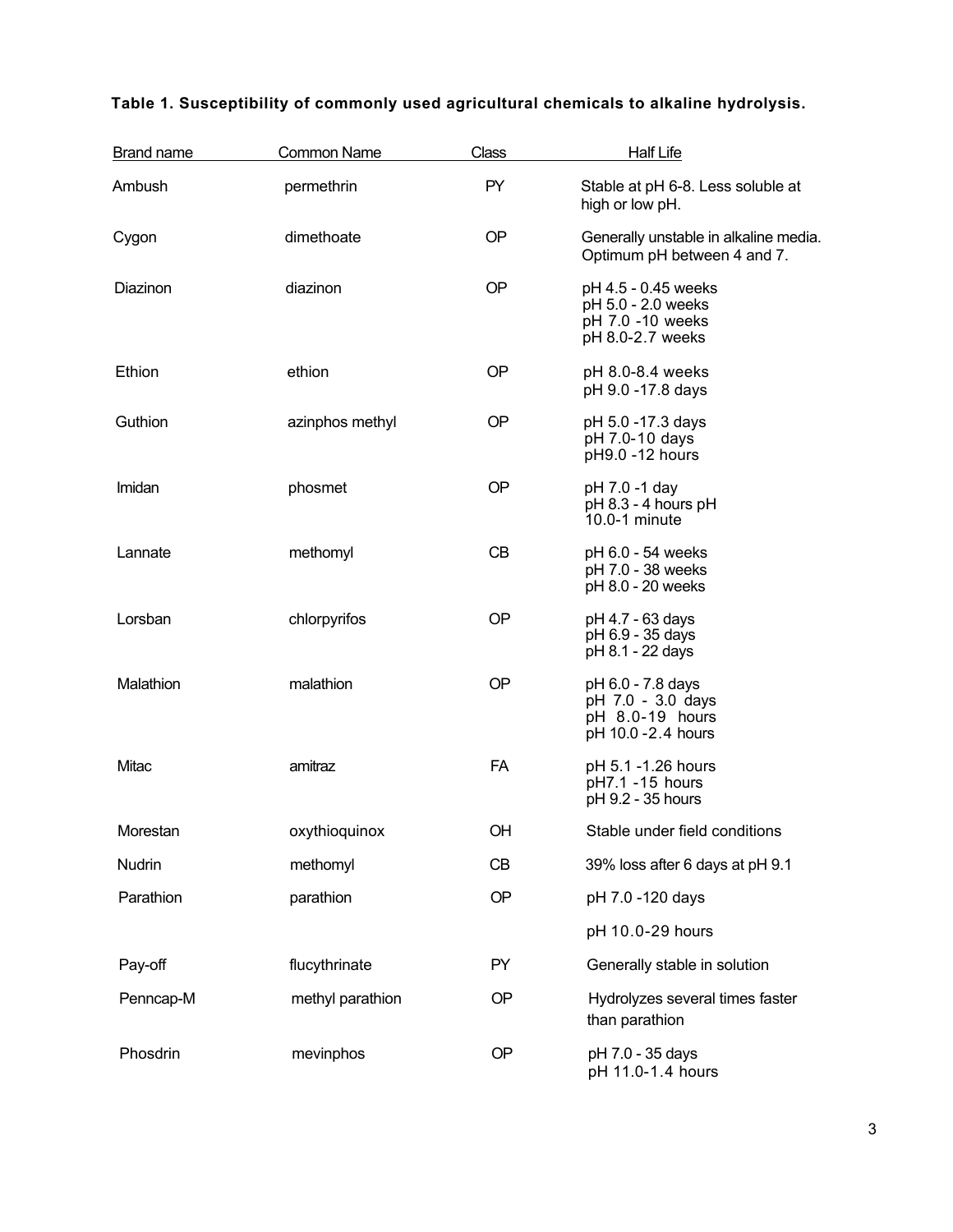**Table 1. Susceptibility of commonly used agricultural chemicals to alkaline hydrolysis.**

| Brand name | Common Name | Class | Half Life |
|---|---|---|---|
| Ambush | permethrin | PY | Stable at pH 6-8. Less soluble at high or low pH. |
| Cygon | dimethoate | OP | Generally unstable in alkaline media. Optimum pH between 4 and 7. |
| Diazinon | diazinon | OP | pH 4.5 - 0.45 weeks<br>pH 5.0 - 2.0 weeks<br>pH 7.0 -10 weeks<br>pH 8.0-2.7 weeks |
| Ethion | ethion | OP | pH 8.0-8.4 weeks<br>pH 9.0 -17.8 days |
| Guthion | azinphos methyl | OP | pH 5.0 -17.3 days<br>pH 7.0-10 days<br>pH9.0 -12 hours |
| Imidan | phosmet | OP | pH 7.0 -1 day<br>pH 8.3 - 4 hours pH<br>10.0-1 minute |
| Lannate | methomyl | CB | pH 6.0 - 54 weeks<br>pH 7.0 - 38 weeks<br>pH 8.0 - 20 weeks |
| Lorsban | chlorpyrifos | OP | pH 4.7 - 63 days<br>pH 6.9 - 35 days<br>pH 8.1 - 22 days |
| Malathion | malathion | OP | pH 6.0 - 7.8 days<br>pH 7.0 - 3.0 days<br>pH 8.0-19 hours<br>pH 10.0 -2.4 hours |
| Mitac | amitraz | FA | pH 5.1 -1.26 hours<br>pH7.1 -15 hours<br>pH 9.2 - 35 hours |
| Morestan | oxythioquinox | OH | Stable under field conditions |
| Nudrin | methomyl | CB | 39% loss after 6 days at pH 9.1 |
| Parathion | parathion | OP | pH 7.0 -120 days<br>pH 10.0-29 hours |
| Pay-off | flucythrinate | PY | Generally stable in solution |
| Penncap-M | methyl parathion | OP | Hydrolyzes several times faster than parathion |
| Phosdrin | mevinphos | OP | pH 7.0 - 35 days<br>pH 11.0-1.4 hours |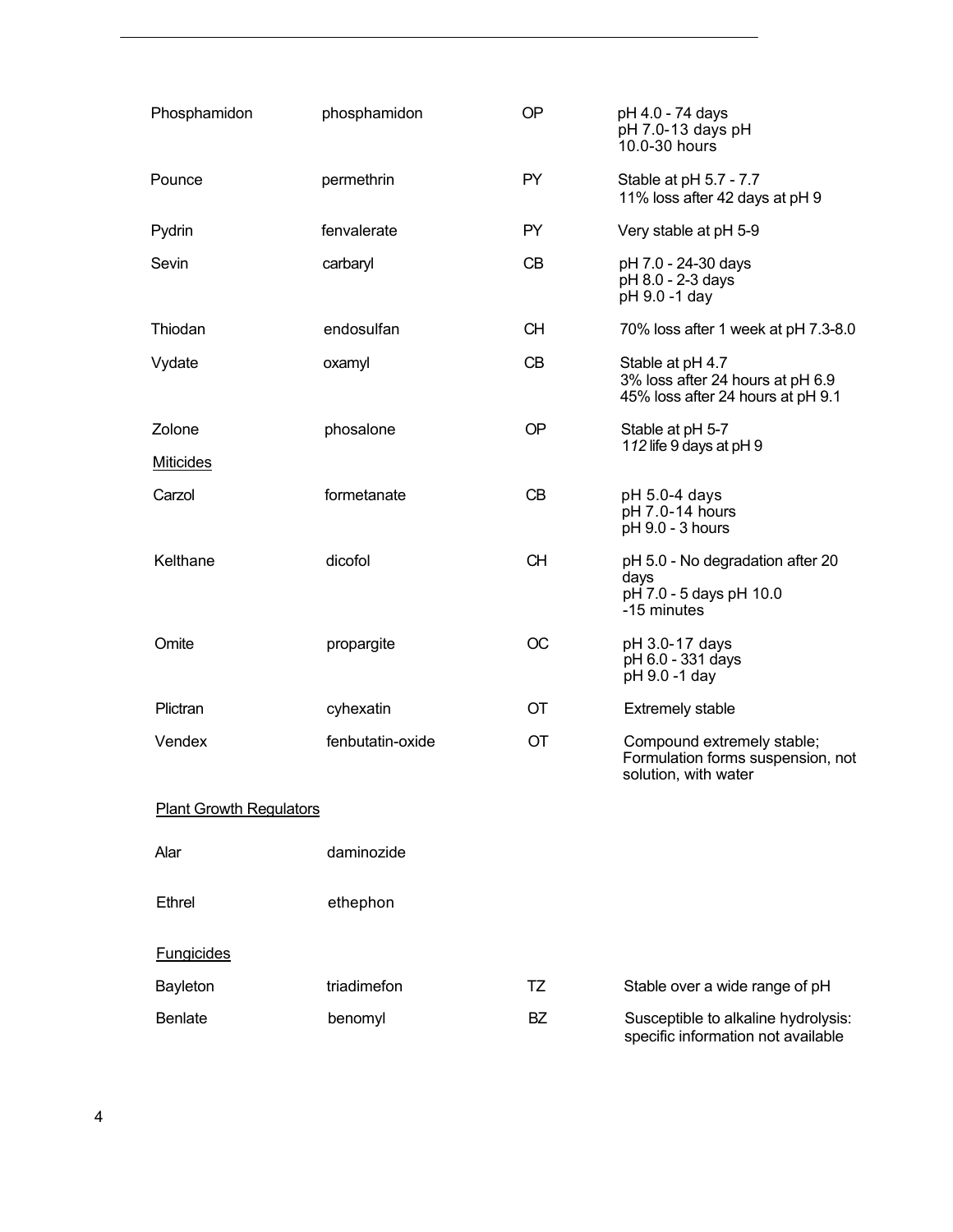| | | | |
|---|---|---|---|
| Phosphamidon | phosphamidon | OP | pH 4.0 - 74 days<br>pH 7.0-13 days pH<br>10.0-30 hours |
| Pounce | permethrin | PY | Stable at pH 5.7 - 7.7<br>11% loss after 42 days at pH 9 |
| Pydrin | fenvalerate | PY | Very stable at pH 5-9 |
| Sevin | carbaryl | CB | pH 7.0 - 24-30 days<br>pH 8.0 - 2-3 days<br>pH 9.0 -1 day |
| Thiodan | endosulfan | CH | 70% loss after 1 week at pH 7.3-8.0 |
| Vydate | oxamyl | CB | Stable at pH 4.7<br>3% loss after 24 hours at pH 6.9<br>45% loss after 24 hours at pH 9.1 |
| Zolone | phosalone | OP | Stable at pH 5-7<br>1*12* life 9 days at pH 9 |
| <u>Miticides</u> | | | |
| Carzol | formetanate | CB | pH 5.0-4 days<br>pH 7.0-14 hours<br>pH 9.0 - 3 hours |
| Kelthane | dicofol | CH | pH 5.0 - No degradation after 20 days<br>pH 7.0 - 5 days pH 10.0<br>-15 minutes |
| Omite | propargite | OC | pH 3.0-17 days<br>pH 6.0 - 331 days<br>pH 9.0 -1 day |
| Plictran | cyhexatin | OT | Extremely stable |
| Vendex | fenbutatin-oxide | OT | Compound extremely stable;<br>Formulation forms suspension, not solution, with water |
| <u>Plant Growth Regulators</u> | | | |
| Alar | daminozide | | |
| Ethrel | ethephon | | |
| <u>Fungicides</u> | | | |
| Bayleton | triadimefon | TZ | Stable over a wide range of pH |
| Benlate | benomyl | BZ | Susceptible to alkaline hydrolysis:<br>specific information not available |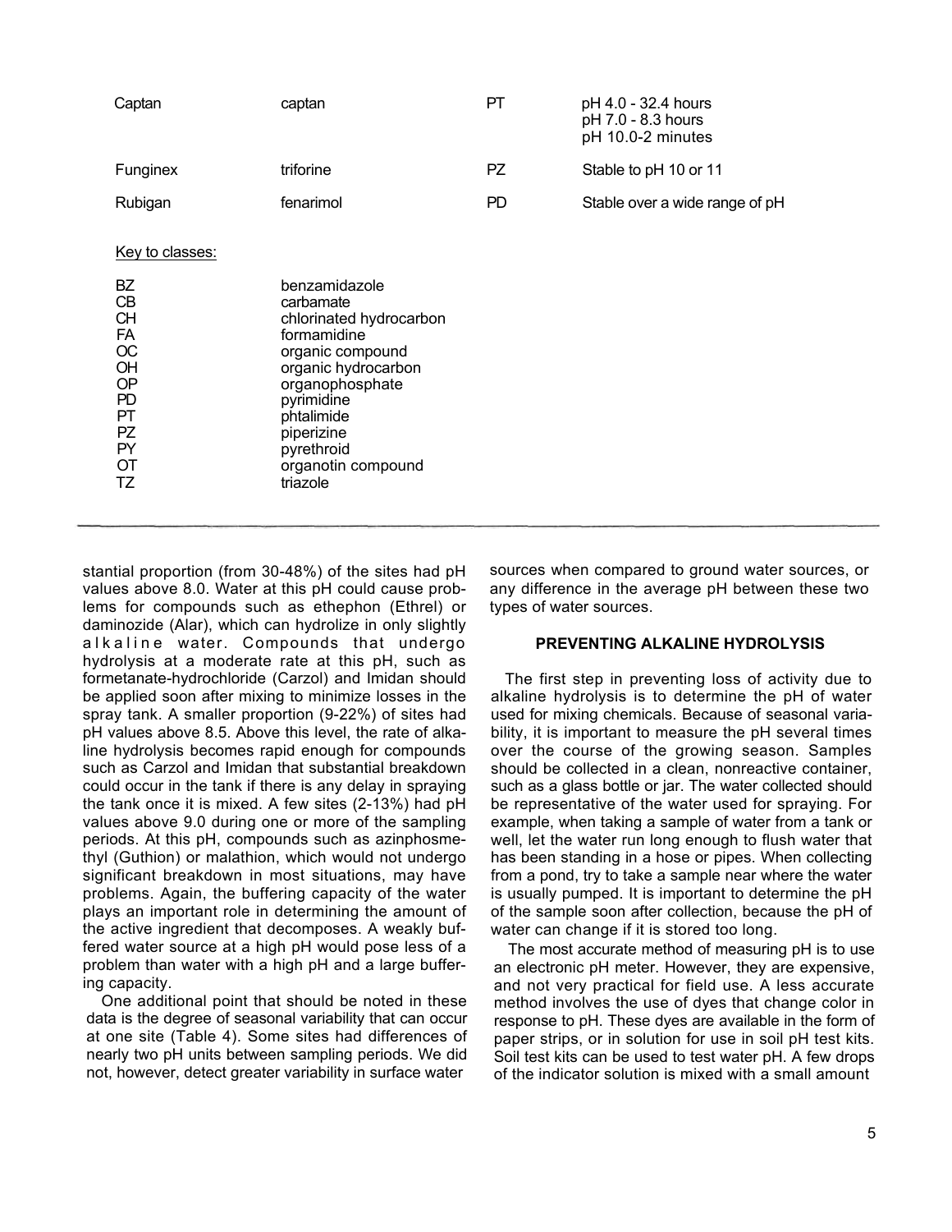| Captan | captan | PT | pH 4.0 - 32.4 hours<br>pH 7.0 - 8.3 hours<br>pH 10.0-2 minutes |
|---|---|---|---|
| Funginex | triforine | PZ | Stable to pH 10 or 11 |
| Rubigan | fenarimol | PD | Stable over a wide range of pH |

Key to classes:

| | |
|---|---|
| BZ | benzamidazole |
| CB | carbamate |
| CH | chlorinated hydrocarbon |
| FA | formamidine |
| OC | organic compound |
| OH | organic hydrocarbon |
| OP | organophosphate |
| PD | pyrimidine |
| PT | phtalimide |
| PZ | piperizine |
| PY | pyrethroid |
| OT | organotin compound |
| TZ | triazole |

stantial proportion (from 30-48%) of the sites had pH values above 8.0. Water at this pH could cause problems for compounds such as ethephon (Ethrel) or daminozide (Alar), which can hydrolize in only slightly alkaline water. Compounds that undergo hydrolysis at a moderate rate at this pH, such as formetanate-hydrochloride (Carzol) and Imidan should be applied soon after mixing to minimize losses in the spray tank. A smaller proportion (9-22%) of sites had pH values above 8.5. Above this level, the rate of alkaline hydrolysis becomes rapid enough for compounds such as Carzol and Imidan that substantial breakdown could occur in the tank if there is any delay in spraying the tank once it is mixed. A few sites (2-13%) had pH values above 9.0 during one or more of the sampling periods. At this pH, compounds such as azinphosmethyl (Guthion) or malathion, which would not undergo significant breakdown in most situations, may have problems. Again, the buffering capacity of the water plays an important role in determining the amount of the active ingredient that decomposes. A weakly buffered water source at a high pH would pose less of a problem than water with a high pH and a large buffering capacity.

One additional point that should be noted in these data is the degree of seasonal variability that can occur at one site (Table 4). Some sites had differences of nearly two pH units between sampling periods. We did not, however, detect greater variability in surface water sources when compared to ground water sources, or any difference in the average pH between these two types of water sources.

## PREVENTING ALKALINE HYDROLYSIS

The first step in preventing loss of activity due to alkaline hydrolysis is to determine the pH of water used for mixing chemicals. Because of seasonal variability, it is important to measure the pH several times over the course of the growing season. Samples should be collected in a clean, nonreactive container, such as a glass bottle or jar. The water collected should be representative of the water used for spraying. For example, when taking a sample of water from a tank or well, let the water run long enough to flush water that has been standing in a hose or pipes. When collecting from a pond, try to take a sample near where the water is usually pumped. It is important to determine the pH of the sample soon after collection, because the pH of water can change if it is stored too long.

The most accurate method of measuring pH is to use an electronic pH meter. However, they are expensive, and not very practical for field use. A less accurate method involves the use of dyes that change color in response to pH. These dyes are available in the form of paper strips, or in solution for use in soil pH test kits. Soil test kits can be used to test water pH. A few drops of the indicator solution is mixed with a small amount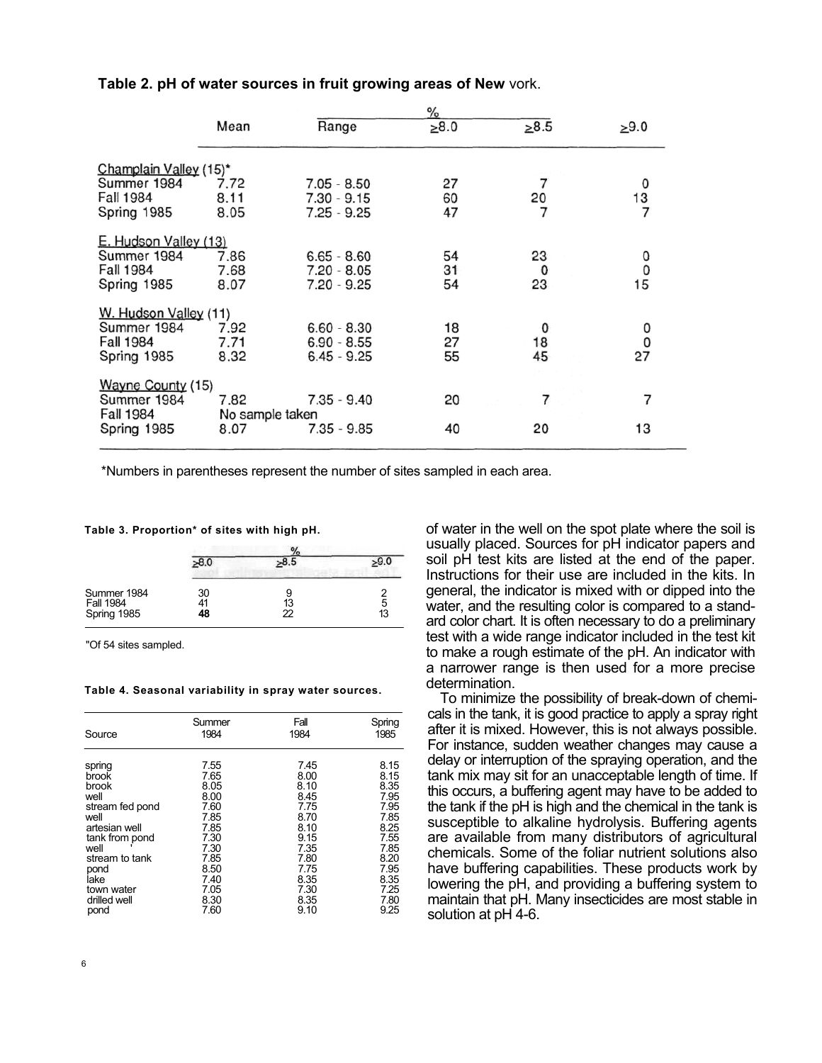**Table 2. pH of water sources in fruit growing areas of New** vork.

| | Mean | Range | % | | |
|---|---|---|---|---|---|
| | | | ≥8.0 | ≥8.5 | ≥9.0 |
| Champlain Valley (15)* | | | | | |
| Summer 1984 | 7.72 | 7.05 - 8.50 | 27 | 7 | 0 |
| Fall 1984 | 8.11 | 7.30 - 9.15 | 60 | 20 | 13 |
| Spring 1985 | 8.05 | 7.25 - 9.25 | 47 | 7 | 7 |
| E. Hudson Valley (13) | | | | | |
| Summer 1984 | 7.86 | 6.65 - 8.60 | 54 | 23 | 0 |
| Fall 1984 | 7.68 | 7.20 - 8.05 | 31 | 0 | 0 |
| Spring 1985 | 8.07 | 7.20 - 9.25 | 54 | 23 | 15 |
| W. Hudson Valley (11) | | | | | |
| Summer 1984 | 7.92 | 6.60 - 8.30 | 18 | 0 | 0 |
| Fall 1984 | 7.71 | 6.90 - 8.55 | 27 | 18 | 0 |
| Spring 1985 | 8.32 | 6.45 - 9.25 | 55 | 45 | 27 |
| Wayne County (15) | | | | | |
| Summer 1984 | 7.82 | 7.35 - 9.40 | 20 | 7 | 7 |
| Fall 1984 | No sample taken | | | | |
| Spring 1985 | 8.07 | 7.35 - 9.85 | 40 | 20 | 13 |

*Numbers in parentheses represent the number of sites sampled in each area.

**Table 3. Proportion* of sites with high pH.**

| | % | | |
|---|---|---|---|
| | ≥8.0 | ≥8.5 | ≥9.0 |
| Summer 1984 | 30 | 9 | 2 |
| Fall 1984 | 41 | 13 | 5 |
| Spring 1985 | **48** | 22 | 13 |

"Of 54 sites sampled.

**Table 4. Seasonal variability in spray water sources.**

| Source | Summer 1984 | Fall 1984 | Spring 1985 |
|---|---|---|---|
| spring | 7.55 | 7.45 | 8.15 |
| brook | 7.65 | 8.00 | 8.15 |
| brook | 8.05 | 8.10 | 8.35 |
| well | 8.00 | 8.45 | 7.95 |
| stream fed pond | 7.60 | 7.75 | 7.95 |
| well | 7.85 | 8.70 | 7.85 |
| artesian well | 7.85 | 8.10 | 8.25 |
| tank from pond | 7.30 | 9.15 | 7.55 |
| well | 7.30 | 7.35 | 7.85 |
| stream to tank | 7.85 | 7.80 | 8.20 |
| pond | 8.50 | 7.75 | 7.95 |
| lake | 7.40 | 8.35 | 8.35 |
| town water | 7.05 | 7.30 | 7.25 |
| drilled well | 8.30 | 8.35 | 7.80 |
| pond | 7.60 | 9.10 | 9.25 |

of water in the well on the spot plate where the soil is usually placed. Sources for pH indicator papers and soil pH test kits are listed at the end of the paper. Instructions for their use are included in the kits. In general, the indicator is mixed with or dipped into the water, and the resulting color is compared to a standard color chart. It is often necessary to do a preliminary test with a wide range indicator included in the test kit to make a rough estimate of the pH. An indicator with a narrower range is then used for a more precise determination.

To minimize the possibility of break-down of chemicals in the tank, it is good practice to apply a spray right after it is mixed. However, this is not always possible. For instance, sudden weather changes may cause a delay or interruption of the spraying operation, and the tank mix may sit for an unacceptable length of time. If this occurs, a buffering agent may have to be added to the tank if the pH is high and the chemical in the tank is susceptible to alkaline hydrolysis. Buffering agents are available from many distributors of agricultural chemicals. Some of the foliar nutrient solutions also have buffering capabilities. These products work by lowering the pH, and providing a buffering system to maintain that pH. Many insecticides are most stable in solution at pH 4-6.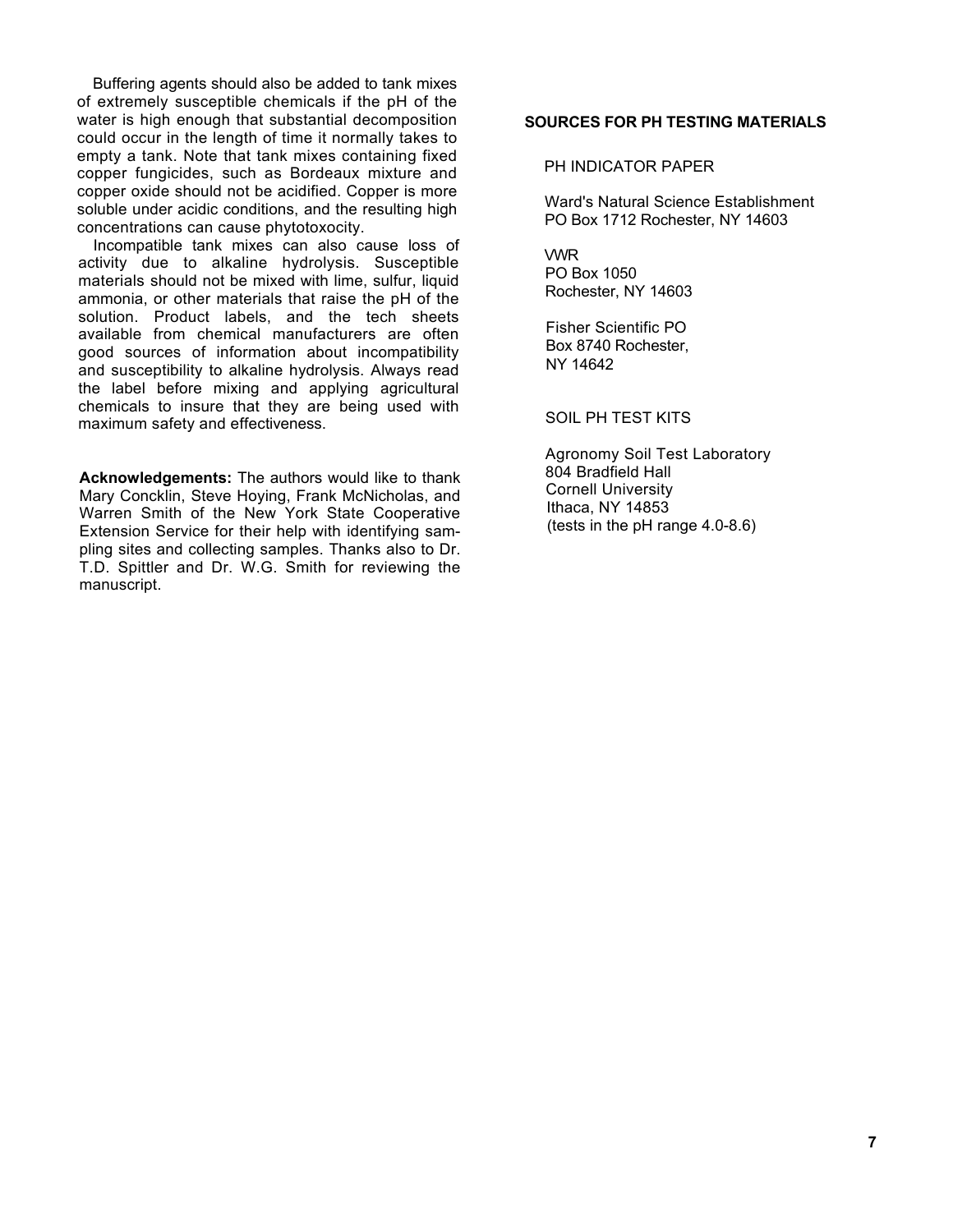Buffering agents should also be added to tank mixes of extremely susceptible chemicals if the pH of the water is high enough that substantial decomposition could occur in the length of time it normally takes to empty a tank. Note that tank mixes containing fixed copper fungicides, such as Bordeaux mixture and copper oxide should not be acidified. Copper is more soluble under acidic conditions, and the resulting high concentrations can cause phytotoxocity.

Incompatible tank mixes can also cause loss of activity due to alkaline hydrolysis. Susceptible materials should not be mixed with lime, sulfur, liquid ammonia, or other materials that raise the pH of the solution. Product labels, and the tech sheets available from chemical manufacturers are often good sources of information about incompatibility and susceptibility to alkaline hydrolysis. Always read the label before mixing and applying agricultural chemicals to insure that they are being used with maximum safety and effectiveness.

**Acknowledgements:** The authors would like to thank Mary Concklin, Steve Hoying, Frank McNicholas, and Warren Smith of the New York State Cooperative Extension Service for their help with identifying sampling sites and collecting samples. Thanks also to Dr. T.D. Spittler and Dr. W.G. Smith for reviewing the manuscript.

**SOURCES FOR PH TESTING MATERIALS**

PH INDICATOR PAPER

Ward's Natural Science Establishment
PO Box 1712 Rochester, NY 14603

VWR
PO Box 1050
Rochester, NY 14603

Fisher Scientific PO
Box 8740 Rochester,
NY 14642

SOIL PH TEST KITS

Agronomy Soil Test Laboratory
804 Bradfield Hall
Cornell University
Ithaca, NY 14853
(tests in the pH range 4.0-8.6)